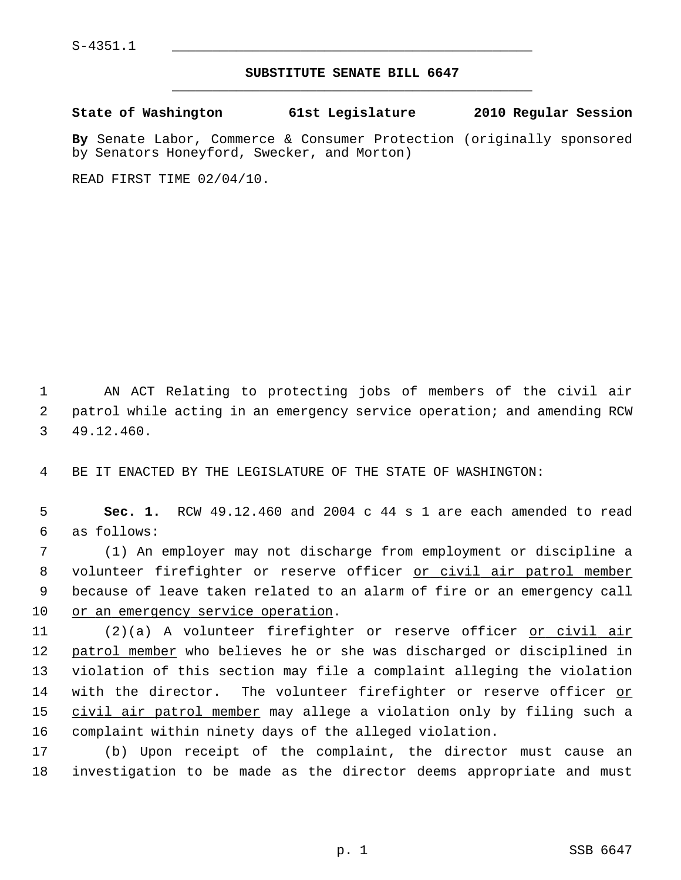S-4351.1

## SUBSTITUTE SENATE BILL 6647

**State of Washington 61st Legislature 2010 Regular Session**

**By** Senate Labor, Commerce & Consumer Protection (originally sponsored by Senators Honeyford, Swecker, and Morton)

READ FIRST TIME 02/04/10.

AN ACT Relating to protecting jobs of members of the civil air patrol while acting in an emergency service operation; and amending RCW 49.12.460.

BE IT ENACTED BY THE LEGISLATURE OF THE STATE OF WASHINGTON:

**Sec. 1.** RCW 49.12.460 and 2004 c 44 s 1 are each amended to read as follows:

(1) An employer may not discharge from employment or discipline a volunteer firefighter or reserve officer <u>or civil air patrol member</u> because of leave taken related to an alarm of fire or an emergency call <u>or an emergency service operation</u>.

(2)(a) A volunteer firefighter or reserve officer <u>or civil air patrol member</u> who believes he or she was discharged or disciplined in violation of this section may file a complaint alleging the violation with the director. The volunteer firefighter or reserve officer <u>or civil air patrol member</u> may allege a violation only by filing such a complaint within ninety days of the alleged violation.

(b) Upon receipt of the complaint, the director must cause an investigation to be made as the director deems appropriate and must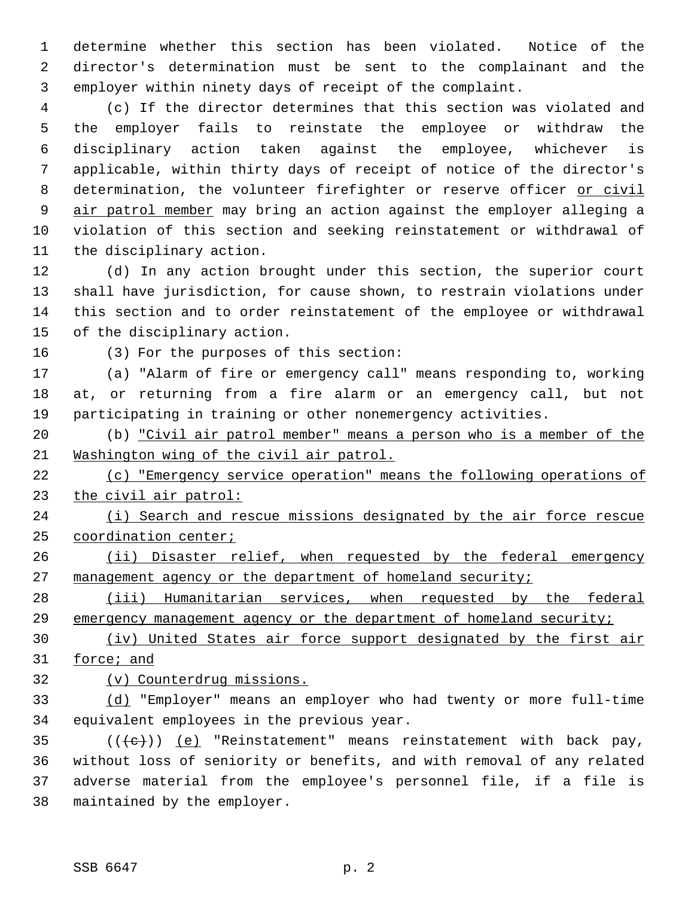determine whether this section has been violated. Notice of the director's determination must be sent to the complainant and the employer within ninety days of receipt of the complaint.

(c) If the director determines that this section was violated and the employer fails to reinstate the employee or withdraw the disciplinary action taken against the employee, whichever is applicable, within thirty days of receipt of notice of the director's determination, the volunteer firefighter or reserve officer or civil air patrol member may bring an action against the employer alleging a violation of this section and seeking reinstatement or withdrawal of the disciplinary action.

(d) In any action brought under this section, the superior court shall have jurisdiction, for cause shown, to restrain violations under this section and to order reinstatement of the employee or withdrawal of the disciplinary action.

(3) For the purposes of this section:

(a) "Alarm of fire or emergency call" means responding to, working at, or returning from a fire alarm or an emergency call, but not participating in training or other nonemergency activities.

(b) "Civil air patrol member" means a person who is a member of the Washington wing of the civil air patrol.

(c) "Emergency service operation" means the following operations of the civil air patrol:

(i) Search and rescue missions designated by the air force rescue coordination center;

(ii) Disaster relief, when requested by the federal emergency management agency or the department of homeland security;

(iii) Humanitarian services, when requested by the federal emergency management agency or the department of homeland security;

(iv) United States air force support designated by the first air force; and

(v) Counterdrug missions.

(d) "Employer" means an employer who had twenty or more full-time equivalent employees in the previous year.

(((c))) (e) "Reinstatement" means reinstatement with back pay, without loss of seniority or benefits, and with removal of any related adverse material from the employee's personnel file, if a file is maintained by the employer.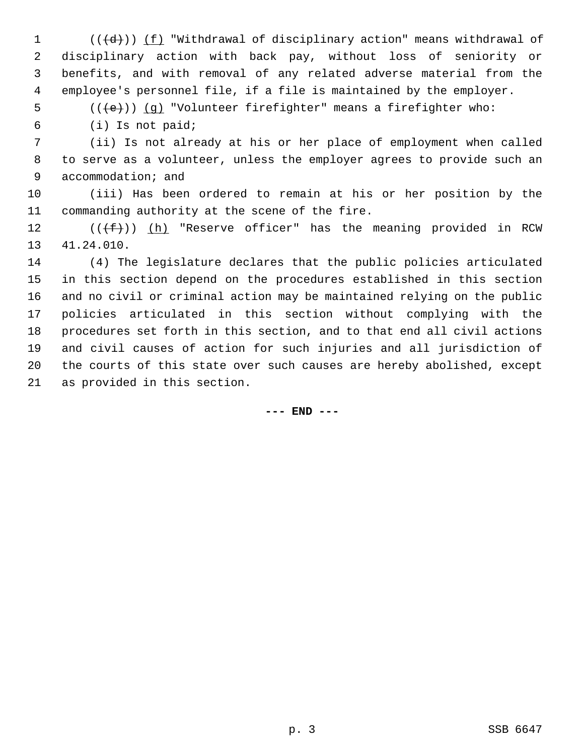(((d))) (f) "Withdrawal of disciplinary action" means withdrawal of disciplinary action with back pay, without loss of seniority or benefits, and with removal of any related adverse material from the employee's personnel file, if a file is maintained by the employer.

(((e))) (g) "Volunteer firefighter" means a firefighter who:

(i) Is not paid;

(ii) Is not already at his or her place of employment when called to serve as a volunteer, unless the employer agrees to provide such an accommodation; and

(iii) Has been ordered to remain at his or her position by the commanding authority at the scene of the fire.

(((f))) (h) "Reserve officer" has the meaning provided in RCW 41.24.010.

(4) The legislature declares that the public policies articulated in this section depend on the procedures established in this section and no civil or criminal action may be maintained relying on the public policies articulated in this section without complying with the procedures set forth in this section, and to that end all civil actions and civil causes of action for such injuries and all jurisdiction of the courts of this state over such causes are hereby abolished, except as provided in this section.

**--- END ---**